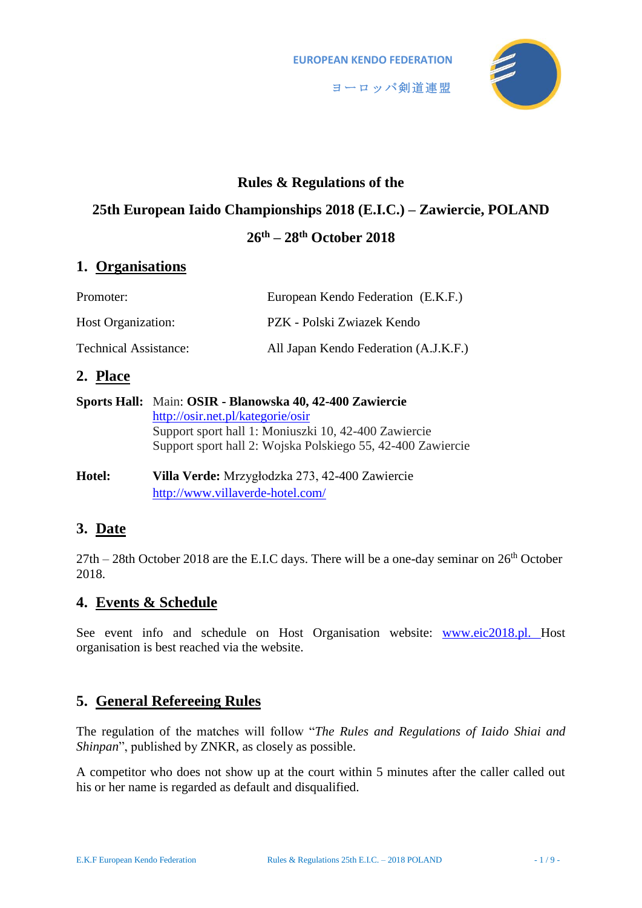EUROPEAN KENDO FEDERATION

ヨーロッパ剣道連盟

# Rules & Regulations of the

# 25th European Iaido Championships 2018 (E.I.C.) – Zawiercie, POLAND

# 26th – 28th October 2018

## 1. Organisations

| | |
|---|---|
| Promoter: | European Kendo Federation (E.K.F.) |
| Host Organization: | PZK - Polski Zwiazek Kendo |
| Technical Assistance: | All Japan Kendo Federation (A.J.K.F.) |

## 2. Place

**Sports Hall:** Main: **OSIR - Blanowska 40, 42-400 Zawiercie**
http://osir.net.pl/kategorie/osir
Support sport hall 1: Moniuszki 10, 42-400 Zawiercie
Support sport hall 2: Wojska Polskiego 55, 42-400 Zawiercie

**Hotel:** **Villa Verde:** Mrzygłodzka 273, 42-400 Zawiercie
http://www.villaverde-hotel.com/

## 3. Date

27th – 28th October 2018 are the E.I.C days. There will be a one-day seminar on 26th October 2018.

## 4. Events & Schedule

See event info and schedule on Host Organisation website: www.eic2018.pl. Host organisation is best reached via the website.

## 5. General Refereeing Rules

The regulation of the matches will follow "*The Rules and Regulations of Iaido Shiai and Shinpan*", published by ZNKR, as closely as possible.

A competitor who does not show up at the court within 5 minutes after the caller called out his or her name is regarded as default and disqualified.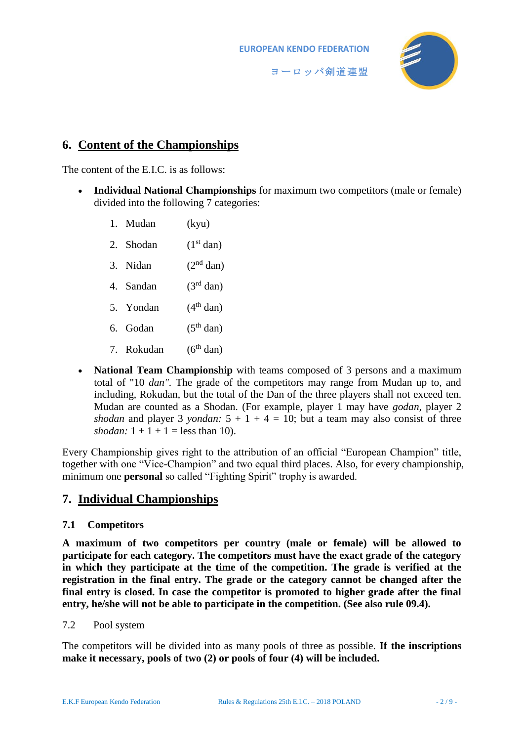## 6. Content of the Championships

The content of the E.I.C. is as follows:

- **Individual National Championships** for maximum two competitors (male or female) divided into the following 7 categories:

    1. Mudan (kyu)
    2. Shodan ($1^{st}$ dan)
    3. Nidan ($2^{nd}$ dan)
    4. Sandan ($3^{rd}$ dan)
    5. Yondan ($4^{th}$ dan)
    6. Godan ($5^{th}$ dan)
    7. Rokudan ($6^{th}$ dan)

- **National Team Championship** with teams composed of 3 persons and a maximum total of "10 *dan"*. The grade of the competitors may range from Mudan up to, and including, Rokudan, but the total of the Dan of the three players shall not exceed ten. Mudan are counted as a Shodan. (For example, player 1 may have *godan,* player 2 *shodan* and player 3 *yondan:* 5 + 1 + 4 = 10; but a team may also consist of three *shodan:* 1 + 1 + 1 = less than 10).

Every Championship gives right to the attribution of an official "European Champion" title, together with one "Vice-Champion" and two equal third places. Also, for every championship, minimum one **personal** so called "Fighting Spirit" trophy is awarded.

## 7. Individual Championships

### 7.1 Competitors

**A maximum of two competitors per country (male or female) will be allowed to participate for each category. The competitors must have the exact grade of the category in which they participate at the time of the competition. The grade is verified at the registration in the final entry. The grade or the category cannot be changed after the final entry is closed. In case the competitor is promoted to higher grade after the final entry, he/she will not be able to participate in the competition. (See also rule 09.4).**

7.2 Pool system

The competitors will be divided into as many pools of three as possible. **If the inscriptions make it necessary, pools of two (2) or pools of four (4) will be included.**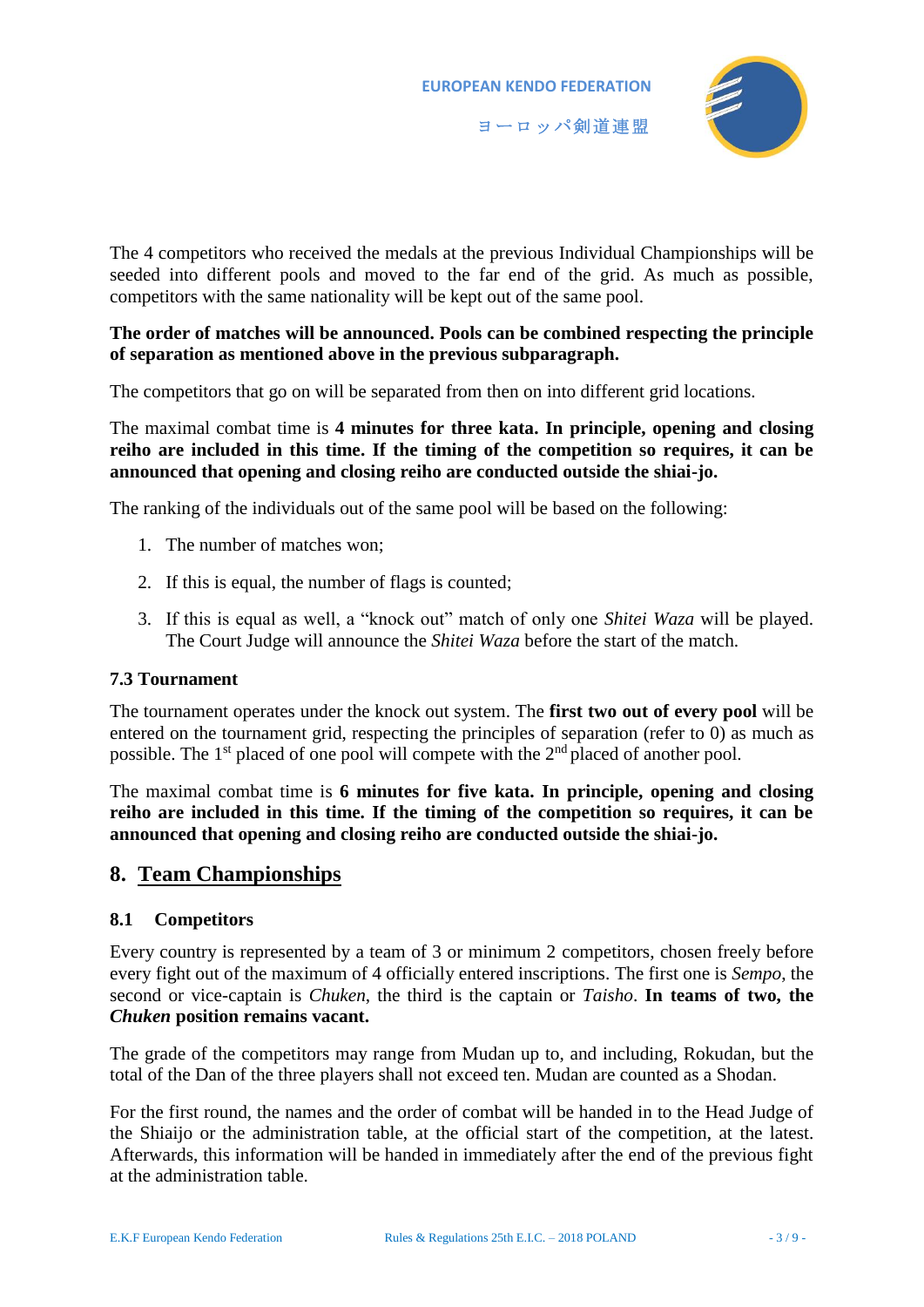The 4 competitors who received the medals at the previous Individual Championships will be seeded into different pools and moved to the far end of the grid. As much as possible, competitors with the same nationality will be kept out of the same pool.

**The order of matches will be announced. Pools can be combined respecting the principle of separation as mentioned above in the previous subparagraph.**

The competitors that go on will be separated from then on into different grid locations.

The maximal combat time is **4 minutes for three kata. In principle, opening and closing reiho are included in this time. If the timing of the competition so requires, it can be announced that opening and closing reiho are conducted outside the shiai-jo.**

The ranking of the individuals out of the same pool will be based on the following:

1. The number of matches won;
2. If this is equal, the number of flags is counted;
3. If this is equal as well, a "knock out" match of only one *Shitei Waza* will be played. The Court Judge will announce the *Shitei Waza* before the start of the match.

### 7.3 Tournament

The tournament operates under the knock out system. The **first two out of every pool** will be entered on the tournament grid, respecting the principles of separation (refer to 0) as much as possible. The 1st placed of one pool will compete with the 2nd placed of another pool.

The maximal combat time is **6 minutes for five kata. In principle, opening and closing reiho are included in this time. If the timing of the competition so requires, it can be announced that opening and closing reiho are conducted outside the shiai-jo.**

## 8. Team Championships

### 8.1 Competitors

Every country is represented by a team of 3 or minimum 2 competitors, chosen freely before every fight out of the maximum of 4 officially entered inscriptions. The first one is *Sempo*, the second or vice-captain is *Chuken*, the third is the captain or *Taisho*. **In teams of two, the *Chuken* position remains vacant.**

The grade of the competitors may range from Mudan up to, and including, Rokudan, but the total of the Dan of the three players shall not exceed ten. Mudan are counted as a Shodan.

For the first round, the names and the order of combat will be handed in to the Head Judge of the Shiaijo or the administration table, at the official start of the competition, at the latest. Afterwards, this information will be handed in immediately after the end of the previous fight at the administration table.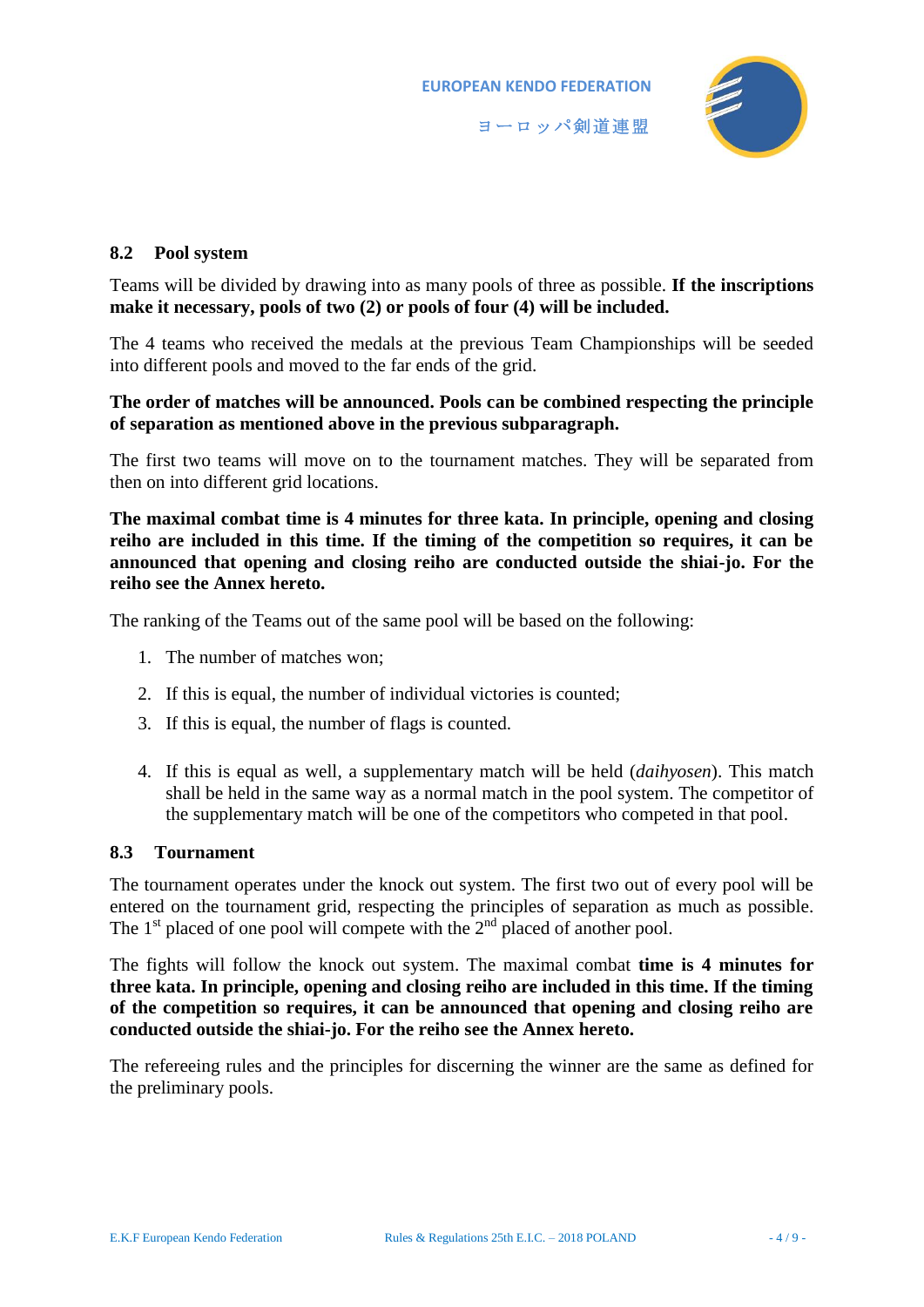### 8.2 Pool system

Teams will be divided by drawing into as many pools of three as possible. **If the inscriptions make it necessary, pools of two (2) or pools of four (4) will be included.**

The 4 teams who received the medals at the previous Team Championships will be seeded into different pools and moved to the far ends of the grid.

**The order of matches will be announced. Pools can be combined respecting the principle of separation as mentioned above in the previous subparagraph.**

The first two teams will move on to the tournament matches. They will be separated from then on into different grid locations.

**The maximal combat time is 4 minutes for three kata. In principle, opening and closing reiho are included in this time. If the timing of the competition so requires, it can be announced that opening and closing reiho are conducted outside the shiai-jo. For the reiho see the Annex hereto.**

The ranking of the Teams out of the same pool will be based on the following:

1. The number of matches won;
2. If this is equal, the number of individual victories is counted;
3. If this is equal, the number of flags is counted.
4. If this is equal as well, a supplementary match will be held (*daihyosen*). This match shall be held in the same way as a normal match in the pool system. The competitor of the supplementary match will be one of the competitors who competed in that pool.

### 8.3 Tournament

The tournament operates under the knock out system. The first two out of every pool will be entered on the tournament grid, respecting the principles of separation as much as possible. The 1st placed of one pool will compete with the 2nd placed of another pool.

The fights will follow the knock out system. The maximal combat **time is 4 minutes for three kata. In principle, opening and closing reiho are included in this time. If the timing of the competition so requires, it can be announced that opening and closing reiho are conducted outside the shiai-jo. For the reiho see the Annex hereto.**

The refereeing rules and the principles for discerning the winner are the same as defined for the preliminary pools.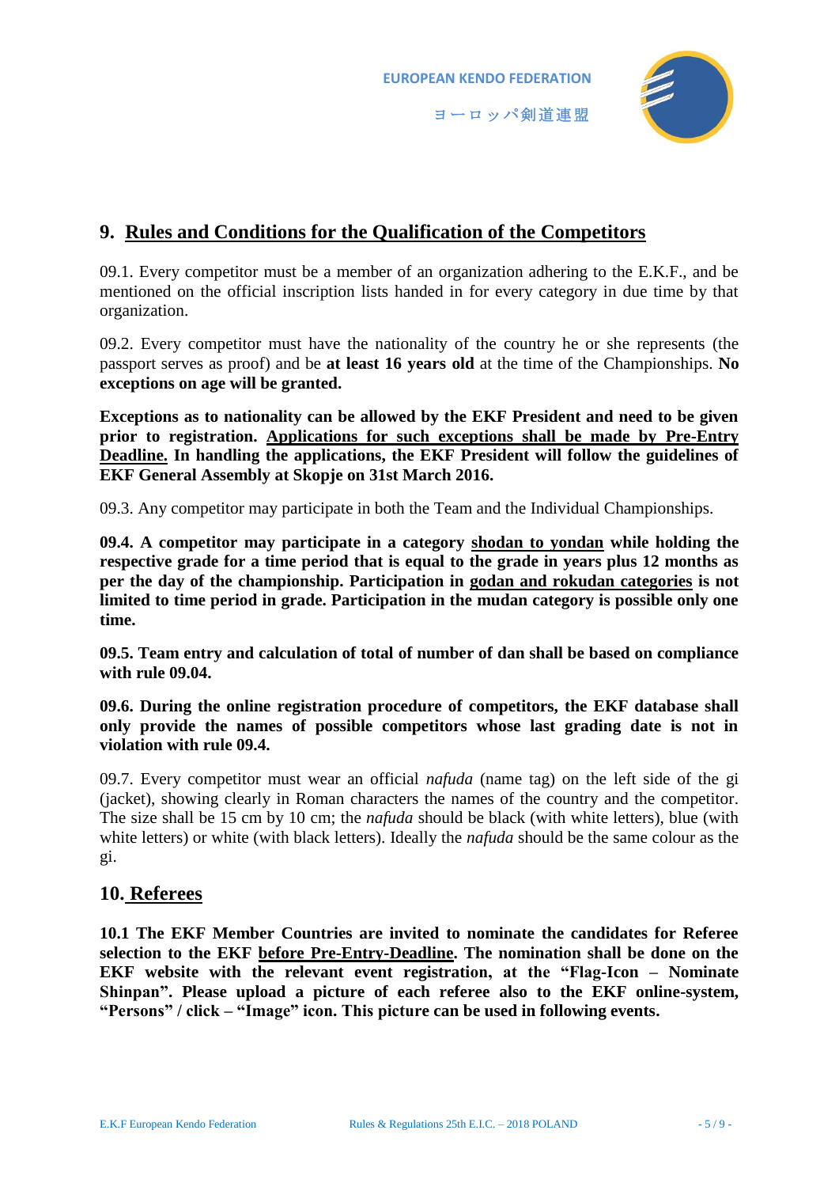## 9. Rules and Conditions for the Qualification of the Competitors

09.1. Every competitor must be a member of an organization adhering to the E.K.F., and be mentioned on the official inscription lists handed in for every category in due time by that organization.

09.2. Every competitor must have the nationality of the country he or she represents (the passport serves as proof) and be **at least 16 years old** at the time of the Championships. **No exceptions on age will be granted.**

**Exceptions as to nationality can be allowed by the EKF President and need to be given prior to registration. <u>Applications for such exceptions shall be made by Pre-Entry Deadline.</u> In handling the applications, the EKF President will follow the guidelines of EKF General Assembly at Skopje on 31st March 2016.**

09.3. Any competitor may participate in both the Team and the Individual Championships.

**09.4. A competitor may participate in a category <u>shodan to yondan</u> while holding the respective grade for a time period that is equal to the grade in years plus 12 months as per the day of the championship. Participation in <u>godan and rokudan categories</u> is not limited to time period in grade. Participation in the mudan category is possible only one time.**

**09.5. Team entry and calculation of total of number of dan shall be based on compliance with rule 09.04.**

**09.6. During the online registration procedure of competitors, the EKF database shall only provide the names of possible competitors whose last grading date is not in violation with rule 09.4.**

09.7. Every competitor must wear an official *nafuda* (name tag) on the left side of the gi (jacket), showing clearly in Roman characters the names of the country and the competitor. The size shall be 15 cm by 10 cm; the *nafuda* should be black (with white letters), blue (with white letters) or white (with black letters). Ideally the *nafuda* should be the same colour as the gi.

## 10. Referees

**10.1 The EKF Member Countries are invited to nominate the candidates for Referee selection to the EKF <u>before Pre-Entry-Deadline</u>. The nomination shall be done on the EKF website with the relevant event registration, at the "Flag-Icon – Nominate Shinpan". Please upload a picture of each referee also to the EKF online-system, "Persons" / click – "Image" icon. This picture can be used in following events.**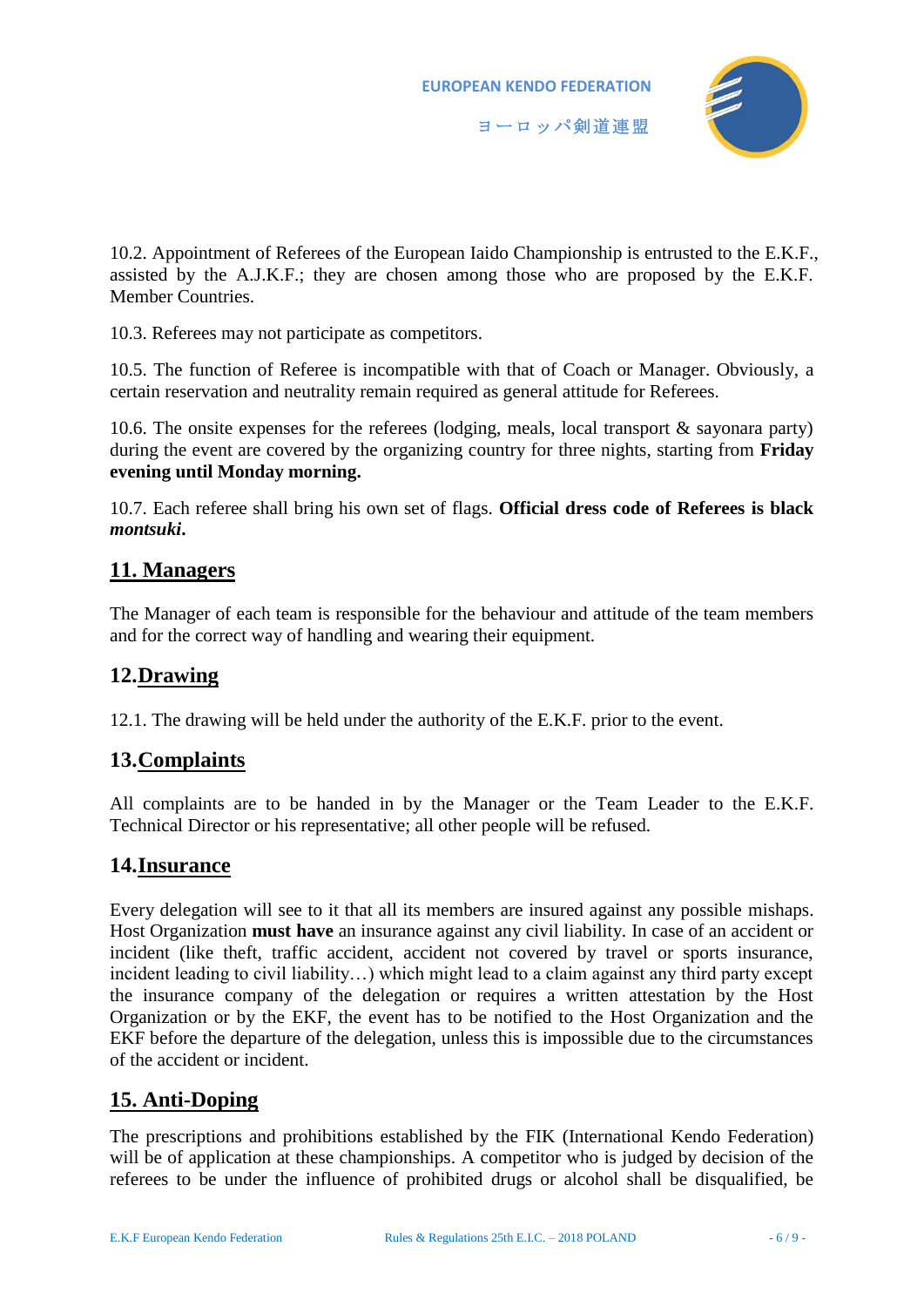10.2. Appointment of Referees of the European Iaido Championship is entrusted to the E.K.F., assisted by the A.J.K.F.; they are chosen among those who are proposed by the E.K.F. Member Countries.

10.3. Referees may not participate as competitors.

10.5. The function of Referee is incompatible with that of Coach or Manager. Obviously, a certain reservation and neutrality remain required as general attitude for Referees.

10.6. The onsite expenses for the referees (lodging, meals, local transport & sayonara party) during the event are covered by the organizing country for three nights, starting from **Friday evening until Monday morning.**

10.7. Each referee shall bring his own set of flags. **Official dress code of Referees is black *montsuki*.**

## 11. Managers

The Manager of each team is responsible for the behaviour and attitude of the team members and for the correct way of handling and wearing their equipment.

## 12. Drawing

12.1. The drawing will be held under the authority of the E.K.F. prior to the event.

## 13. Complaints

All complaints are to be handed in by the Manager or the Team Leader to the E.K.F. Technical Director or his representative; all other people will be refused.

## 14. Insurance

Every delegation will see to it that all its members are insured against any possible mishaps. Host Organization **must have** an insurance against any civil liability. In case of an accident or incident (like theft, traffic accident, accident not covered by travel or sports insurance, incident leading to civil liability…) which might lead to a claim against any third party except the insurance company of the delegation or requires a written attestation by the Host Organization or by the EKF, the event has to be notified to the Host Organization and the EKF before the departure of the delegation, unless this is impossible due to the circumstances of the accident or incident.

## 15. Anti-Doping

The prescriptions and prohibitions established by the FIK (International Kendo Federation) will be of application at these championships. A competitor who is judged by decision of the referees to be under the influence of prohibited drugs or alcohol shall be disqualified, be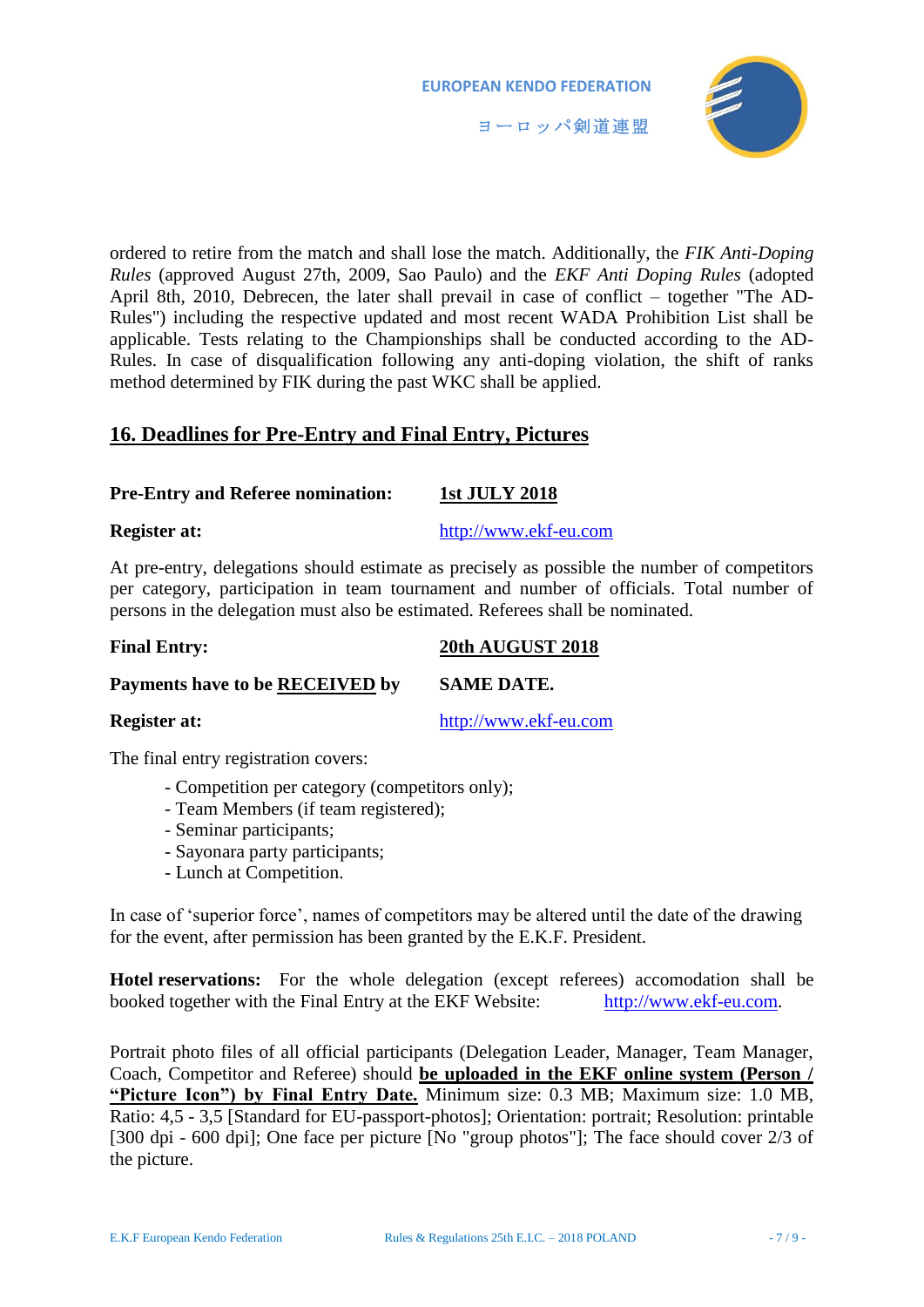ordered to retire from the match and shall lose the match. Additionally, the *FIK Anti-Doping Rules* (approved August 27th, 2009, Sao Paulo) and the *EKF Anti Doping Rules* (adopted April 8th, 2010, Debrecen, the later shall prevail in case of conflict – together "The AD-Rules") including the respective updated and most recent WADA Prohibition List shall be applicable. Tests relating to the Championships shall be conducted according to the AD-Rules. In case of disqualification following any anti-doping violation, the shift of ranks method determined by FIK during the past WKC shall be applied.

## 16. Deadlines for Pre-Entry and Final Entry, Pictures

**Pre-Entry and Referee nomination:** **1st JULY 2018**

**Register at:** http://www.ekf-eu.com

At pre-entry, delegations should estimate as precisely as possible the number of competitors per category, participation in team tournament and number of officials. Total number of persons in the delegation must also be estimated. Referees shall be nominated.

**Final Entry:** **20th AUGUST 2018**

**Payments have to be RECEIVED by** **SAME DATE.**

**Register at:** http://www.ekf-eu.com

The final entry registration covers:

- Competition per category (competitors only);
- Team Members (if team registered);
- Seminar participants;
- Sayonara party participants;
- Lunch at Competition.

In case of 'superior force', names of competitors may be altered until the date of the drawing for the event, after permission has been granted by the E.K.F. President.

**Hotel reservations:** For the whole delegation (except referees) accomodation shall be booked together with the Final Entry at the EKF Website: http://www.ekf-eu.com.

Portrait photo files of all official participants (Delegation Leader, Manager, Team Manager, Coach, Competitor and Referee) should **be uploaded in the EKF online system (Person / "Picture Icon") by Final Entry Date.** Minimum size: 0.3 MB; Maximum size: 1.0 MB, Ratio: 4,5 - 3,5 [Standard for EU-passport-photos]; Orientation: portrait; Resolution: printable [300 dpi - 600 dpi]; One face per picture [No "group photos"]; The face should cover 2/3 of the picture.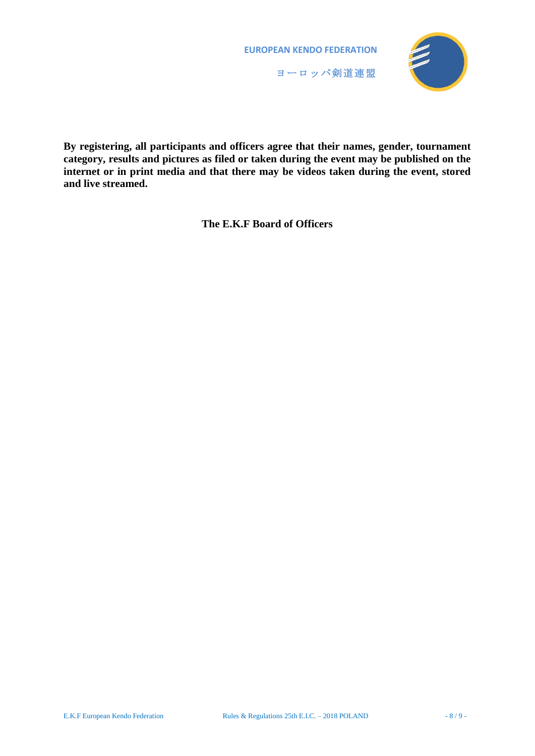**By registering, all participants and officers agree that their names, gender, tournament category, results and pictures as filed or taken during the event may be published on the internet or in print media and that there may be videos taken during the event, stored and live streamed.**

**The E.K.F Board of Officers**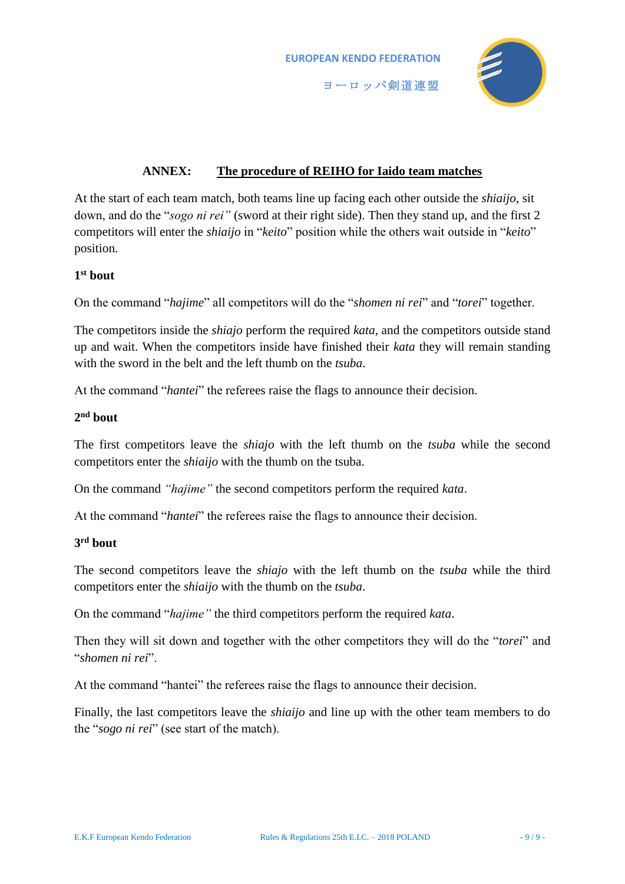**ANNEX: <u>The procedure of REIHO for Iaido team matches</u>**

At the start of each team match, both teams line up facing each other outside the *shiaijo*, sit down, and do the "*sogo ni rei"* (sword at their right side). Then they stand up, and the first 2 competitors will enter the *shiaijo* in "*keito*" position while the others wait outside in "*keito*" position.

**1st bout**

On the command "*hajime*" all competitors will do the "*shomen ni rei*" and "*torei*" together.

The competitors inside the *shiajo* perform the required *kata*, and the competitors outside stand up and wait. When the competitors inside have finished their *kata* they will remain standing with the sword in the belt and the left thumb on the *tsuba*.

At the command "*hantei*" the referees raise the flags to announce their decision.

**2nd bout**

The first competitors leave the *shiajo* with the left thumb on the *tsuba* while the second competitors enter the *shiaijo* with the thumb on the tsuba.

On the command *"hajime"* the second competitors perform the required *kata*.

At the command "*hantei*" the referees raise the flags to announce their decision.

**3rd bout**

The second competitors leave the *shiajo* with the left thumb on the *tsuba* while the third competitors enter the *shiaijo* with the thumb on the *tsuba*.

On the command "*hajime"* the third competitors perform the required *kata*.

Then they will sit down and together with the other competitors they will do the "*torei*" and "*shomen ni rei*".

At the command "hantei" the referees raise the flags to announce their decision.

Finally, the last competitors leave the *shiaijo* and line up with the other team members to do the "*sogo ni rei*" (see start of the match).